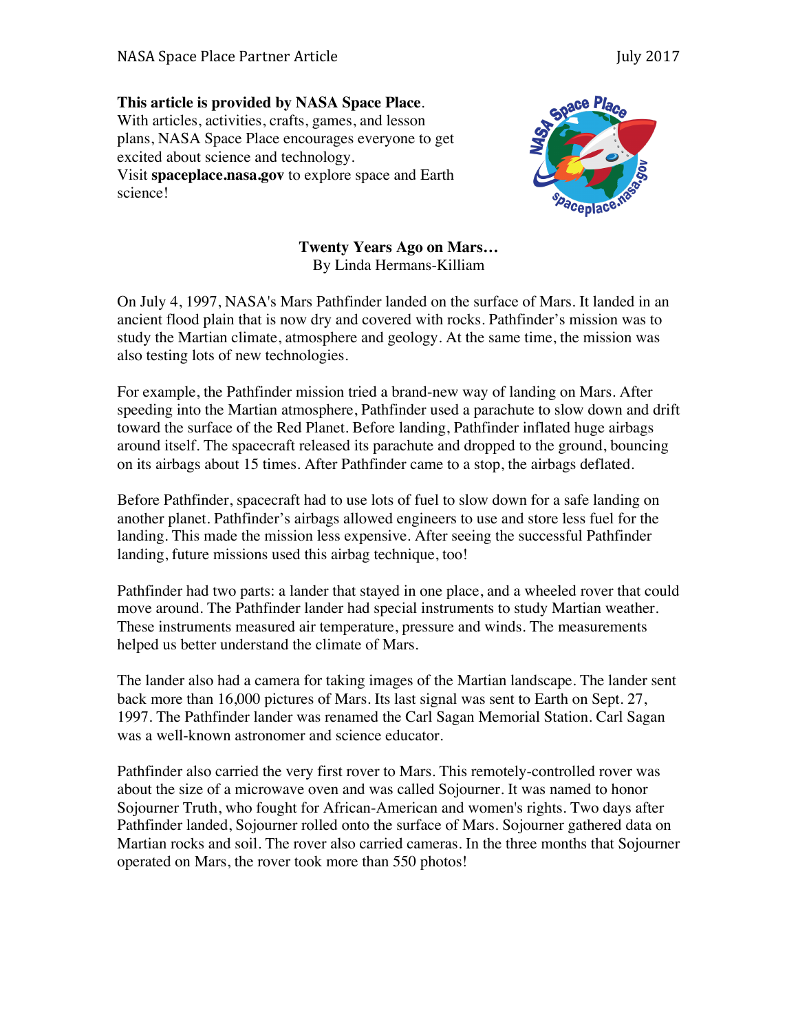**This article is provided by NASA Space Place.**
With articles, activities, crafts, games, and lesson plans, NASA Space Place encourages everyone to get excited about science and technology.
Visit **spaceplace.nasa.gov** to explore space and Earth science!

# Twenty Years Ago on Mars…

By Linda Hermans-Killiam

On July 4, 1997, NASA's Mars Pathfinder landed on the surface of Mars. It landed in an ancient flood plain that is now dry and covered with rocks. Pathfinder's mission was to study the Martian climate, atmosphere and geology. At the same time, the mission was also testing lots of new technologies.

For example, the Pathfinder mission tried a brand-new way of landing on Mars. After speeding into the Martian atmosphere, Pathfinder used a parachute to slow down and drift toward the surface of the Red Planet. Before landing, Pathfinder inflated huge airbags around itself. The spacecraft released its parachute and dropped to the ground, bouncing on its airbags about 15 times. After Pathfinder came to a stop, the airbags deflated.

Before Pathfinder, spacecraft had to use lots of fuel to slow down for a safe landing on another planet. Pathfinder's airbags allowed engineers to use and store less fuel for the landing. This made the mission less expensive. After seeing the successful Pathfinder landing, future missions used this airbag technique, too!

Pathfinder had two parts: a lander that stayed in one place, and a wheeled rover that could move around. The Pathfinder lander had special instruments to study Martian weather. These instruments measured air temperature, pressure and winds. The measurements helped us better understand the climate of Mars.

The lander also had a camera for taking images of the Martian landscape. The lander sent back more than 16,000 pictures of Mars. Its last signal was sent to Earth on Sept. 27, 1997. The Pathfinder lander was renamed the Carl Sagan Memorial Station. Carl Sagan was a well-known astronomer and science educator.

Pathfinder also carried the very first rover to Mars. This remotely-controlled rover was about the size of a microwave oven and was called Sojourner. It was named to honor Sojourner Truth, who fought for African-American and women's rights. Two days after Pathfinder landed, Sojourner rolled onto the surface of Mars. Sojourner gathered data on Martian rocks and soil. The rover also carried cameras. In the three months that Sojourner operated on Mars, the rover took more than 550 photos!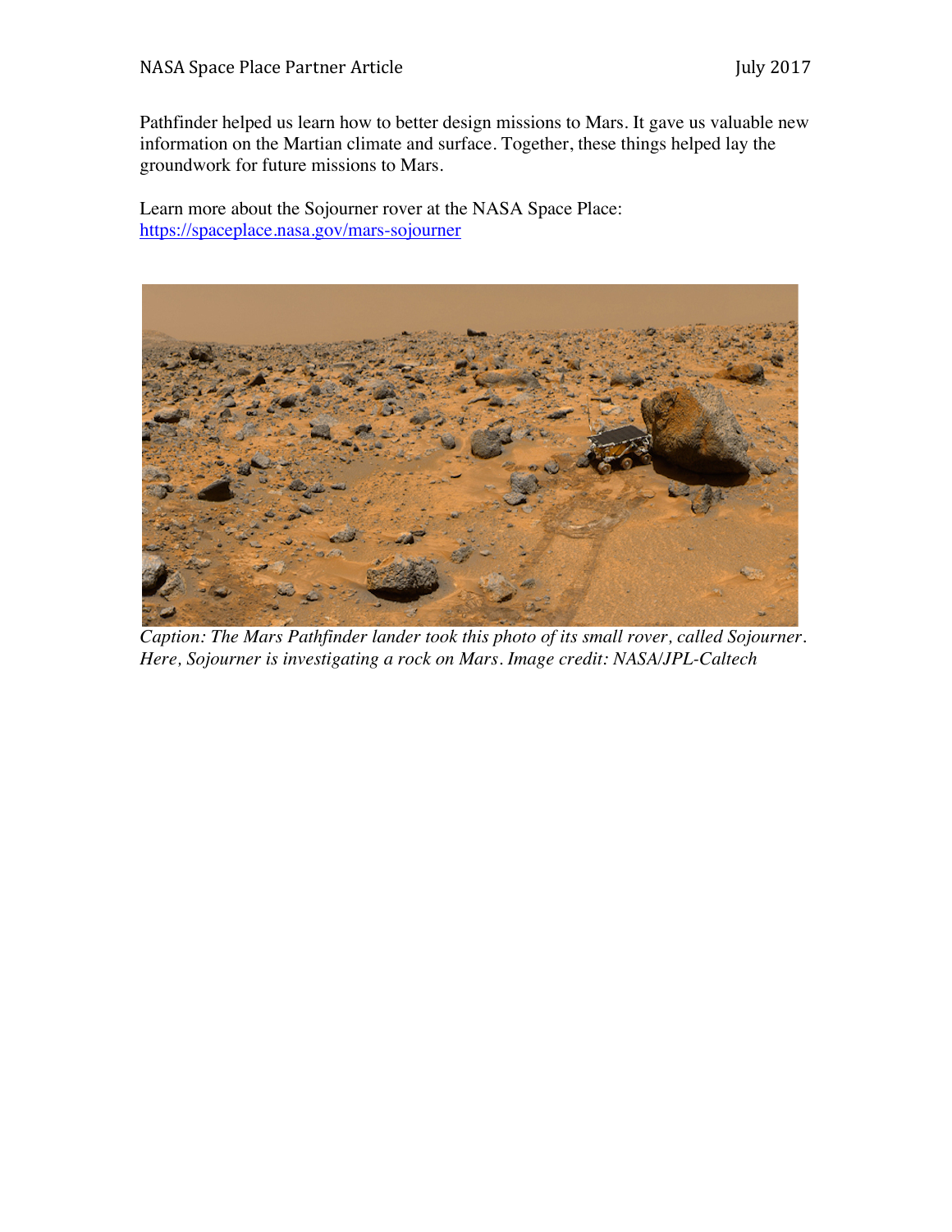Pathfinder helped us learn how to better design missions to Mars. It gave us valuable new information on the Martian climate and surface. Together, these things helped lay the groundwork for future missions to Mars.

Learn more about the Sojourner rover at the NASA Space Place: [https://spaceplace.nasa.gov/mars-sojourner](https://spaceplace.nasa.gov/mars-sojourner)

*Caption: The Mars Pathfinder lander took this photo of its small rover, called Sojourner. Here, Sojourner is investigating a rock on Mars. Image credit: NASA/JPL-Caltech*